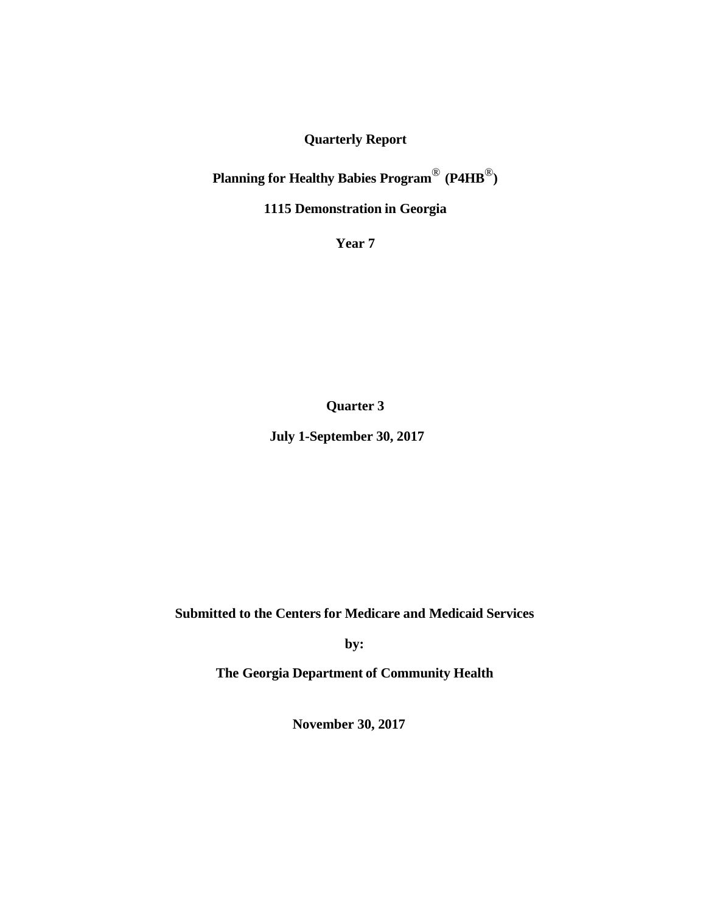**Quarterly Report**

**Planning for Healthy Babies Program® (P4HB®)**

**1115 Demonstration in Georgia**

**Year 7**

**Quarter 3**

**July 1-September 30, 2017**

**Submitted to the Centers for Medicare and Medicaid Services**

**by:**

**The Georgia Department of Community Health**

**November 30, 2017**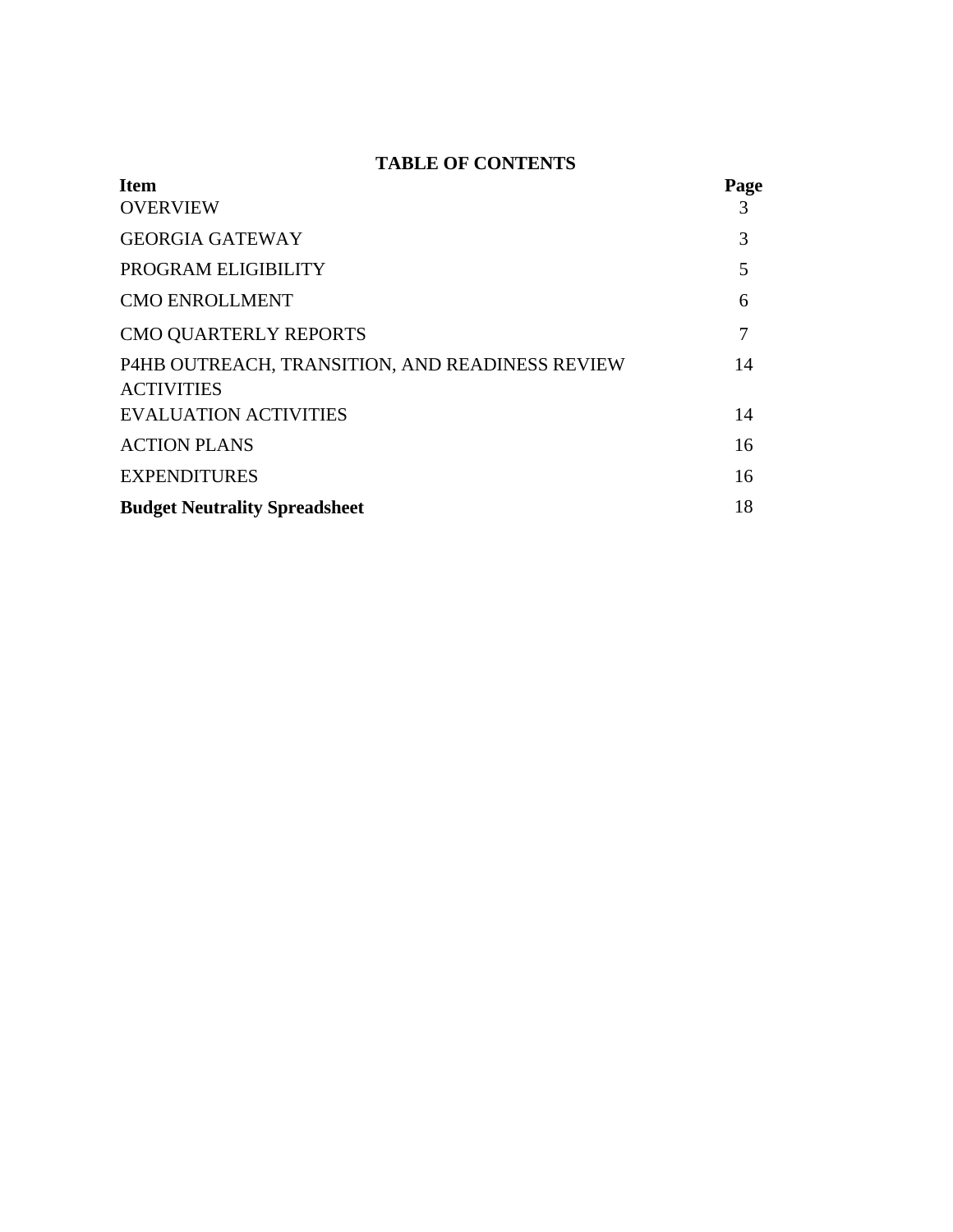## TABLE OF CONTENTS

| Item | Page |
|---|---|
| OVERVIEW | 3 |
| GEORGIA GATEWAY | 3 |
| PROGRAM ELIGIBILITY | 5 |
| CMO ENROLLMENT | 6 |
| CMO QUARTERLY REPORTS | 7 |
| P4HB OUTREACH, TRANSITION, AND READINESS REVIEW ACTIVITIES | 14 |
| EVALUATION ACTIVITIES | 14 |
| ACTION PLANS | 16 |
| EXPENDITURES | 16 |
| **Budget Neutrality Spreadsheet** | 18 |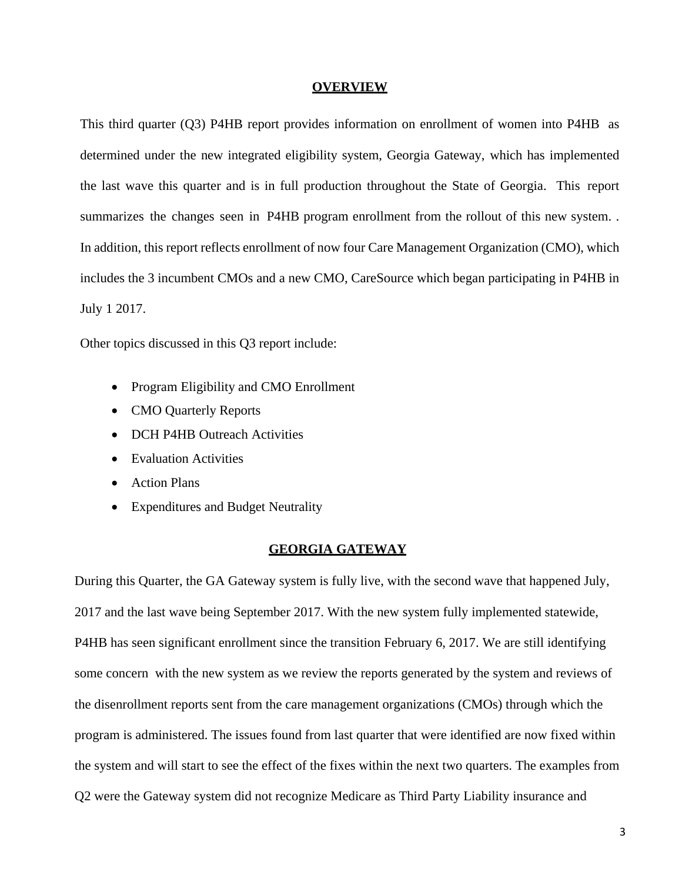## OVERVIEW

This third quarter (Q3) P4HB report provides information on enrollment of women into P4HB as determined under the new integrated eligibility system, Georgia Gateway, which has implemented the last wave this quarter and is in full production throughout the State of Georgia. This report summarizes the changes seen in P4HB program enrollment from the rollout of this new system. . In addition, this report reflects enrollment of now four Care Management Organization (CMO), which includes the 3 incumbent CMOs and a new CMO, CareSource which began participating in P4HB in July 1 2017.

Other topics discussed in this Q3 report include:

- Program Eligibility and CMO Enrollment
- CMO Quarterly Reports
- DCH P4HB Outreach Activities
- Evaluation Activities
- Action Plans
- Expenditures and Budget Neutrality

## GEORGIA GATEWAY

During this Quarter, the GA Gateway system is fully live, with the second wave that happened July, 2017 and the last wave being September 2017. With the new system fully implemented statewide, P4HB has seen significant enrollment since the transition February 6, 2017. We are still identifying some concern with the new system as we review the reports generated by the system and reviews of the disenrollment reports sent from the care management organizations (CMOs) through which the program is administered. The issues found from last quarter that were identified are now fixed within the system and will start to see the effect of the fixes within the next two quarters. The examples from Q2 were the Gateway system did not recognize Medicare as Third Party Liability insurance and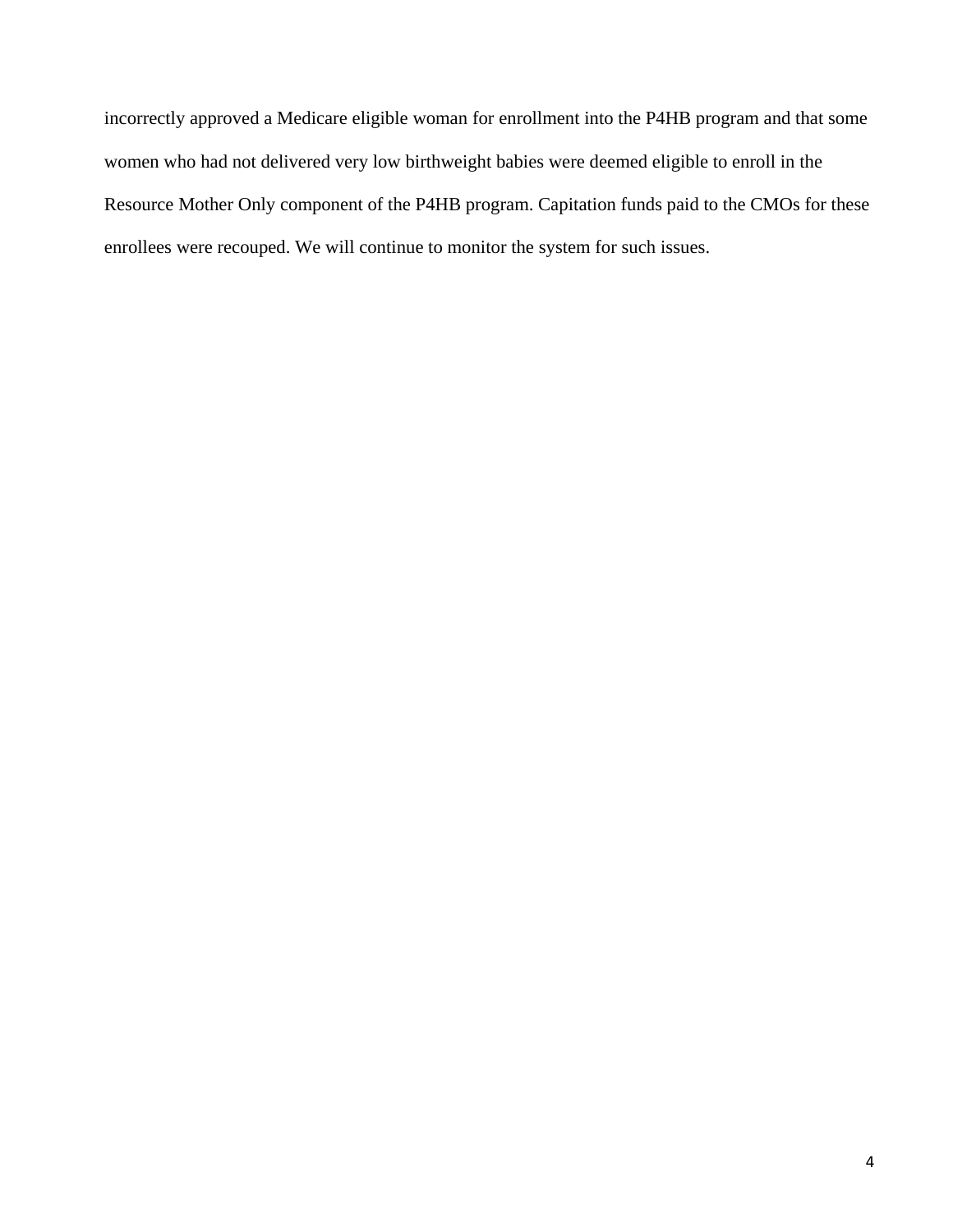incorrectly approved a Medicare eligible woman for enrollment into the P4HB program and that some women who had not delivered very low birthweight babies were deemed eligible to enroll in the Resource Mother Only component of the P4HB program. Capitation funds paid to the CMOs for these enrollees were recouped. We will continue to monitor the system for such issues.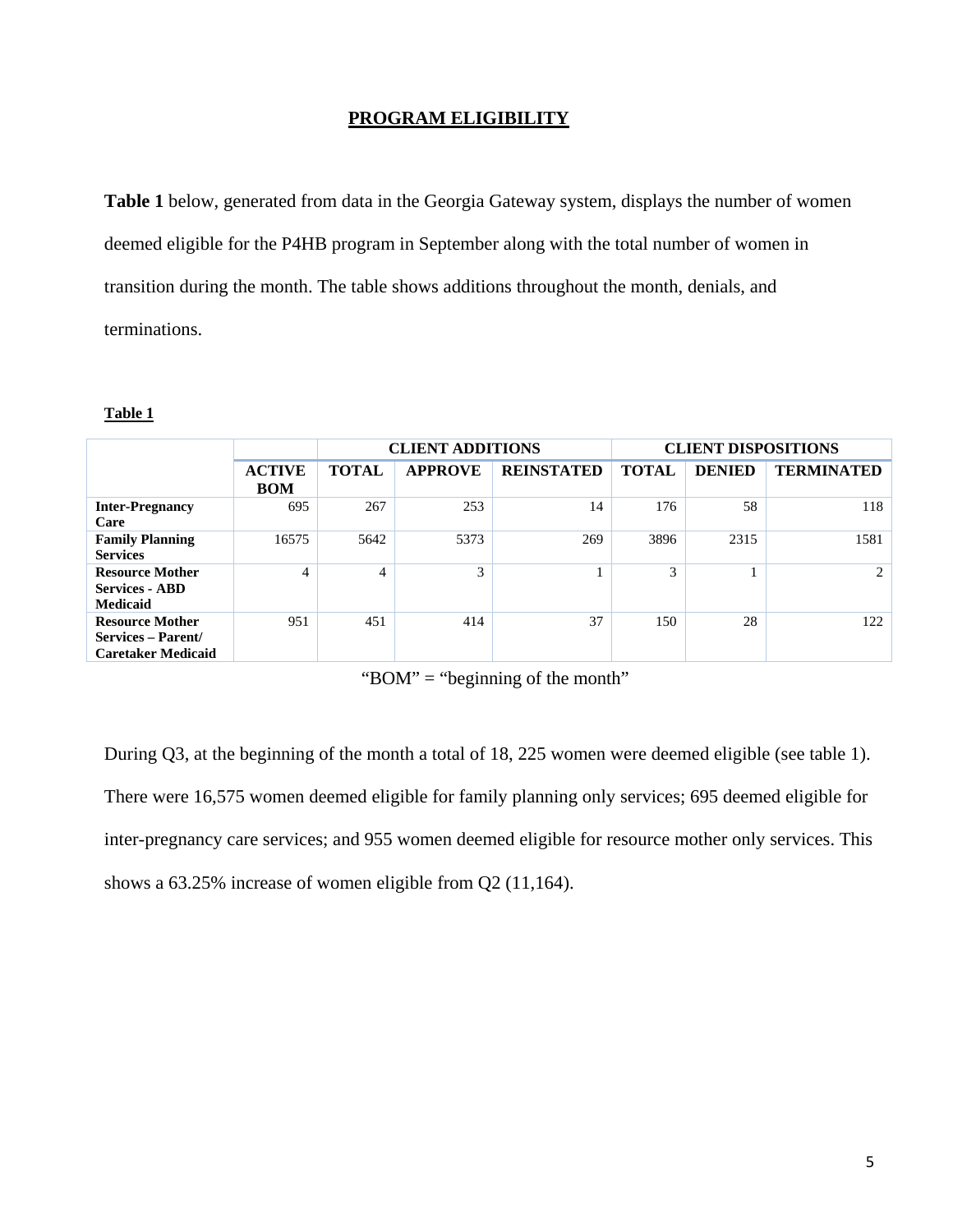## PROGRAM ELIGIBILITY

**Table 1** below, generated from data in the Georgia Gateway system, displays the number of women deemed eligible for the P4HB program in September along with the total number of women in transition during the month. The table shows additions throughout the month, denials, and terminations.

**Table 1**

| | | CLIENT ADDITIONS | | | CLIENT DISPOSITIONS | | |
|---|---|---|---|---|---|---|---|
| | **ACTIVE BOM** | **TOTAL** | **APPROVE** | **REINSTATED** | **TOTAL** | **DENIED** | **TERMINATED** |
| **Inter-Pregnancy Care** | 695 | 267 | 253 | 14 | 176 | 58 | 118 |
| **Family Planning Services** | 16575 | 5642 | 5373 | 269 | 3896 | 2315 | 1581 |
| **Resource Mother Services - ABD Medicaid** | 4 | 4 | 3 | 1 | 3 | 1 | 2 |
| **Resource Mother Services – Parent/ Caretaker Medicaid** | 951 | 451 | 414 | 37 | 150 | 28 | 122 |

"BOM" = "beginning of the month"

During Q3, at the beginning of the month a total of 18, 225 women were deemed eligible (see table 1). There were 16,575 women deemed eligible for family planning only services; 695 deemed eligible for inter-pregnancy care services; and 955 women deemed eligible for resource mother only services. This shows a 63.25% increase of women eligible from Q2 (11,164).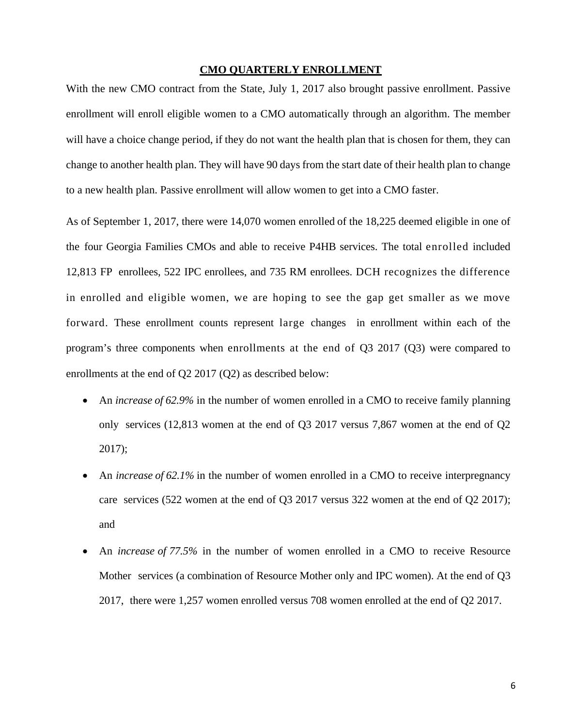## CMO QUARTERLY ENROLLMENT

With the new CMO contract from the State, July 1, 2017 also brought passive enrollment. Passive enrollment will enroll eligible women to a CMO automatically through an algorithm. The member will have a choice change period, if they do not want the health plan that is chosen for them, they can change to another health plan. They will have 90 days from the start date of their health plan to change to a new health plan. Passive enrollment will allow women to get into a CMO faster.

As of September 1, 2017, there were 14,070 women enrolled of the 18,225 deemed eligible in one of the four Georgia Families CMOs and able to receive P4HB services. The total enrolled included 12,813 FP enrollees, 522 IPC enrollees, and 735 RM enrollees. DCH recognizes the difference in enrolled and eligible women, we are hoping to see the gap get smaller as we move forward. These enrollment counts represent large changes in enrollment within each of the program's three components when enrollments at the end of Q3 2017 (Q3) were compared to enrollments at the end of Q2 2017 (Q2) as described below:

- An *increase of 62.9%* in the number of women enrolled in a CMO to receive family planning only services (12,813 women at the end of Q3 2017 versus 7,867 women at the end of Q2 2017);
- An *increase of 62.1%* in the number of women enrolled in a CMO to receive interpregnancy care services (522 women at the end of Q3 2017 versus 322 women at the end of Q2 2017); and
- An *increase of 77.5%* in the number of women enrolled in a CMO to receive Resource Mother services (a combination of Resource Mother only and IPC women). At the end of Q3 2017, there were 1,257 women enrolled versus 708 women enrolled at the end of Q2 2017.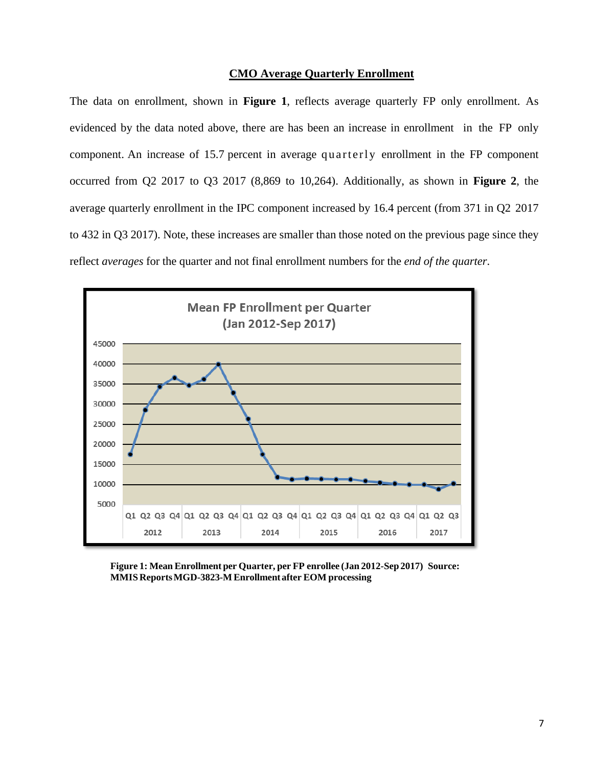## CMO Average Quarterly Enrollment

The data on enrollment, shown in **Figure 1**, reflects average quarterly FP only enrollment. As evidenced by the data noted above, there are has been an increase in enrollment in the FP only component. An increase of 15.7 percent in average quarterly enrollment in the FP component occurred from Q2 2017 to Q3 2017 (8,869 to 10,264). Additionally, as shown in **Figure 2**, the average quarterly enrollment in the IPC component increased by 16.4 percent (from 371 in Q2 2017 to 432 in Q3 2017). Note, these increases are smaller than those noted on the previous page since they reflect *averages* for the quarter and not final enrollment numbers for the *end of the quarter*.

**Figure 1: Mean Enrollment per Quarter, per FP enrollee (Jan 2012-Sep 2017) Source: MMIS Reports MGD-3823-M Enrollment after EOM processing**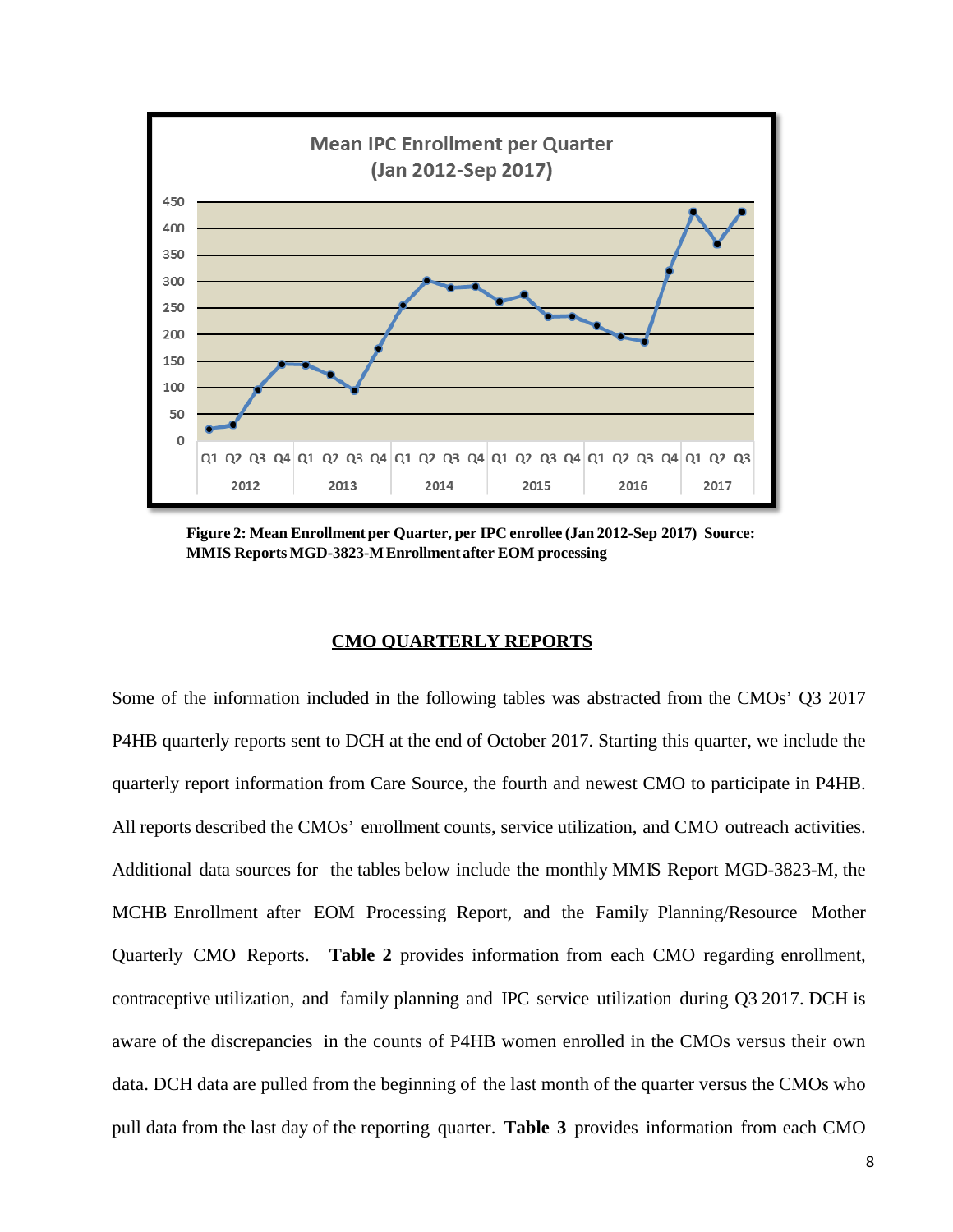**Figure 2: Mean Enrollment per Quarter, per IPC enrollee (Jan 2012-Sep 2017) Source: MMIS Reports MGD-3823-M Enrollment after EOM processing**

## CMO QUARTERLY REPORTS

Some of the information included in the following tables was abstracted from the CMOs' Q3 2017 P4HB quarterly reports sent to DCH at the end of October 2017. Starting this quarter, we include the quarterly report information from Care Source, the fourth and newest CMO to participate in P4HB. All reports described the CMOs' enrollment counts, service utilization, and CMO outreach activities. Additional data sources for the tables below include the monthly MMIS Report MGD-3823-M, the MCHB Enrollment after EOM Processing Report, and the Family Planning/Resource Mother Quarterly CMO Reports. **Table 2** provides information from each CMO regarding enrollment, contraceptive utilization, and family planning and IPC service utilization during Q3 2017. DCH is aware of the discrepancies in the counts of P4HB women enrolled in the CMOs versus their own data. DCH data are pulled from the beginning of the last month of the quarter versus the CMOs who pull data from the last day of the reporting quarter. **Table 3** provides information from each CMO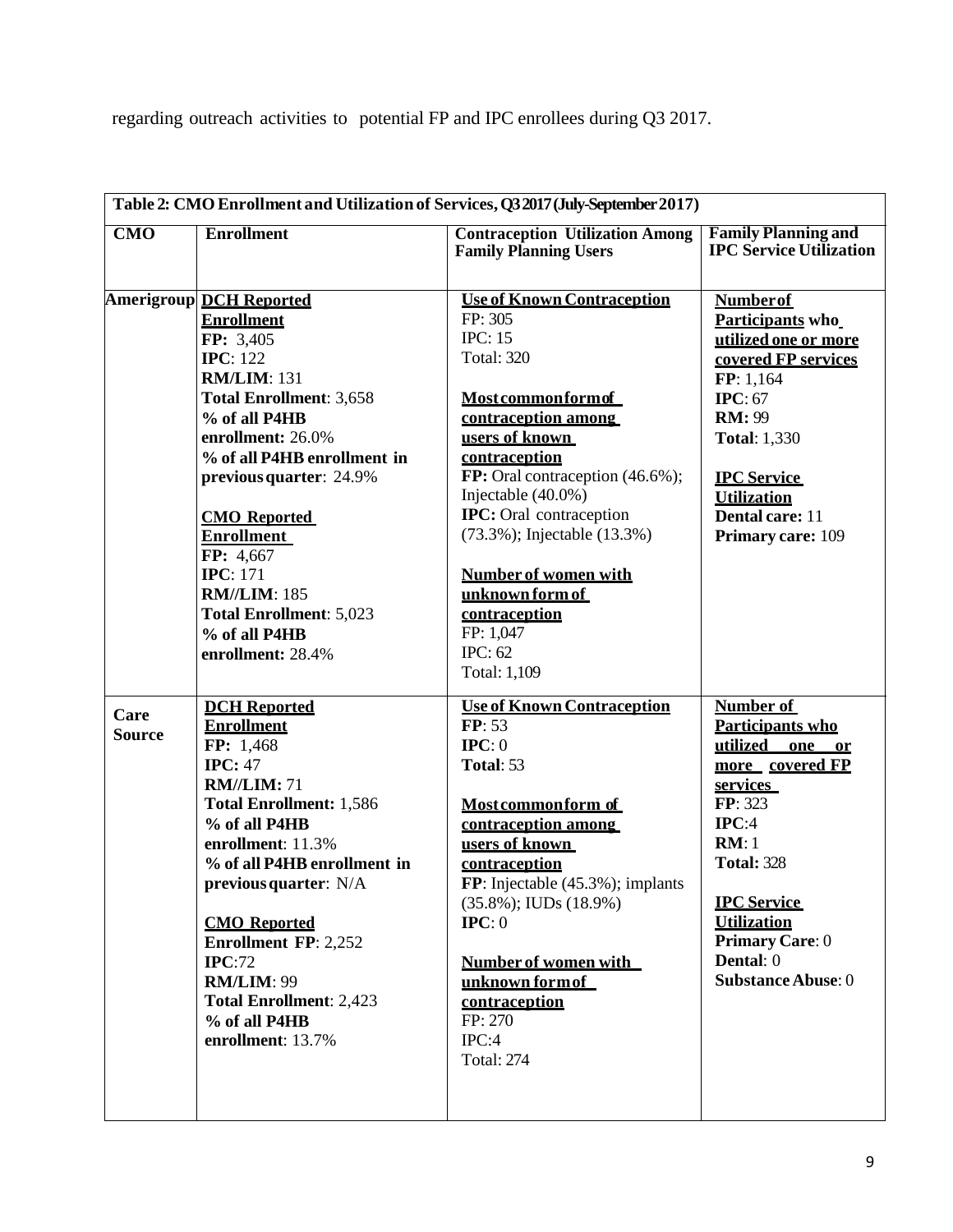regarding outreach activities to potential FP and IPC enrollees during Q3 2017.

| Table 2: CMO Enrollment and Utilization of Services, Q3 2017 (July-September 2017) | | | |
|---|---|---|---|
| **CMO** | **Enrollment** | **Contraception Utilization Among Family Planning Users** | **Family Planning and IPC Service Utilization** |
| **Amerigroup** | **DCH Reported Enrollment**<br>**FP:** 3,405<br>**IPC**: 122<br>**RM/LIM**: 131<br>**Total Enrollment**: 3,658<br>**% of all P4HB enrollment:** 26.0%<br>**% of all P4HB enrollment in previous quarter**: 24.9%<br><br>**CMO Reported Enrollment**<br>**FP:** 4,667<br>**IPC**: 171<br>**RM//LIM**: 185<br>**Total Enrollment**: 5,023<br>**% of all P4HB enrollment:** 28.4% | **Use of Known Contraception**<br>FP: 305<br>IPC: 15<br>Total: 320<br><br>**Most common form of contraception among users of known contraception**<br>**FP:** Oral contraception (46.6%); Injectable (40.0%)<br>**IPC:** Oral contraception (73.3%); Injectable (13.3%)<br><br>**Number of women with unknown form of contraception**<br>FP: 1,047<br>IPC: 62<br>Total: 1,109 | **Number of Participants who utilized one or more covered FP services**<br>**FP**: 1,164<br>**IPC**: 67<br>**RM:** 99<br>**Total**: 1,330<br><br>**IPC Service Utilization**<br>**Dental care:** 11<br>**Primary care:** 109 |
| **Care Source** | **DCH Reported Enrollment**<br>**FP:** 1,468<br>**IPC:** 47<br>**RM//LIM:** 71<br>**Total Enrollment:** 1,586<br>**% of all P4HB enrollment**: 11.3%<br>**% of all P4HB enrollment in previous quarter**: N/A<br><br>**CMO Reported Enrollment FP**: 2,252<br>**IPC**:72<br>**RM/LIM**: 99<br>**Total Enrollment**: 2,423<br>**% of all P4HB enrollment**: 13.7% | **Use of Known Contraception**<br>**FP**: 53<br>**IPC**: 0<br>**Total**: 53<br><br>**Most common form of contraception among users of known contraception**<br>**FP**: Injectable (45.3%); implants (35.8%); IUDs (18.9%)<br>**IPC**: 0<br><br>**Number of women with unknown form of contraception**<br>FP: 270<br>IPC:4<br>Total: 274 | **Number of Participants who utilized one or more covered FP services**<br>**FP**: 323<br>**IPC**:4<br>**RM**: 1<br>**Total:** 328<br><br>**IPC Service Utilization**<br>**Primary Care**: 0<br>**Dental**: 0<br>**Substance Abuse**: 0 |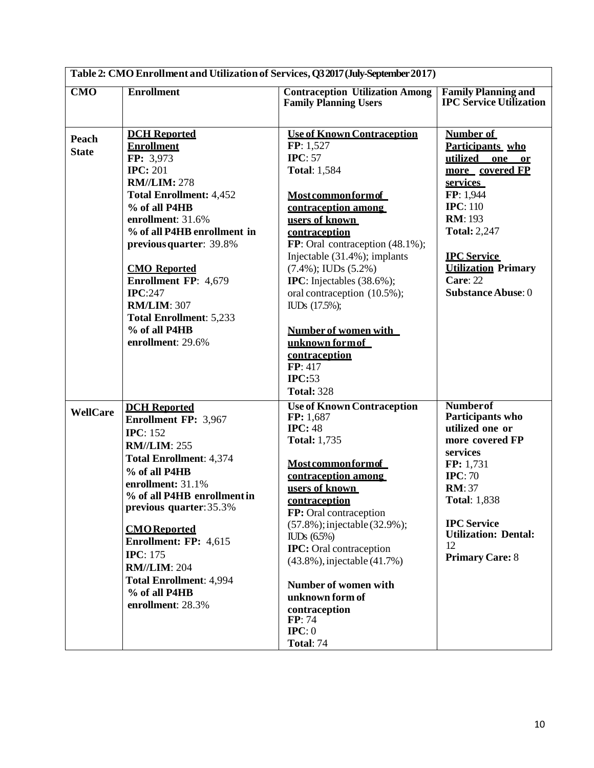| Table 2: CMO Enrollment and Utilization of Services, Q3 2017 (July-September 2017) | | | |
|---|---|---|---|
| **CMO** | **Enrollment** | **Contraception Utilization Among Family Planning Users** | **Family Planning and IPC Service Utilization** |
| **Peach State** | **DCH Reported Enrollment**<br>**FP:** 3,973<br>**IPC:** 201<br>**RM//LIM:** 278<br>**Total Enrollment:** 4,452<br>**% of all P4HB enrollment**: 31.6%<br>**% of all P4HB enrollment in previous quarter**: 39.8%<br><br>**CMO Reported Enrollment FP**: 4,679<br>**IPC**:247<br>**RM/LIM**: 307<br>**Total Enrollment**: 5,233<br>**% of all P4HB enrollment**: 29.6% | **Use of Known Contraception**<br>**FP**: 1,527<br>**IPC**: 57<br>**Total**: 1,584<br><br>**Most common form of contraception among users of known contraception**<br>**FP**: Oral contraception (48.1%); Injectable (31.4%); implants (7.4%); IUDs (5.2%)<br>**IPC**: Injectables (38.6%); oral contraception (10.5%); IUDs (17.5%);<br><br>**Number of women with unknown form of contraception**<br>**FP**: 417<br>**IPC:**53<br>**Total:** 328 | **Number of Participants who utilized one or more covered FP services**<br>**FP**: 1,944<br>**IPC**: 110<br>**RM**: 193<br>**Total:** 2,247<br><br>**IPC Service Utilization Primary Care**: 22<br>**Substance Abuse**: 0 |
| **WellCare** | **DCH Reported Enrollment FP:** 3,967<br>**IPC**: 152<br>**RM//LIM**: 255<br>**Total Enrollment**: 4,374<br>**% of all P4HB enrollment:** 31.1%<br>**% of all P4HB enrollment in previous quarter**: 35.3%<br><br>**CMO Reported Enrollment: FP:** 4,615<br>**IPC**: 175<br>**RM//LIM**: 204<br>**Total Enrollment**: 4,994<br>**% of all P4HB enrollment**: 28.3% | **Use of Known Contraception**<br>**FP:** 1,687<br>**IPC:** 48<br>**Total:** 1,735<br><br>**Most common form of contraception among users of known contraception**<br>**FP:** Oral contraception (57.8%); injectable (32.9%); IUDs (6.5%)<br>**IPC:** Oral contraception (43.8%), injectable (41.7%)<br><br>**Number of women with unknown form of contraception**<br>**FP**: 74<br>**IPC**: 0<br>**Total**: 74 | **Number of Participants who utilized one or more covered FP services**<br>**FP:** 1,731<br>**IPC**: 70<br>**RM**: 37<br>**Total**: 1,838<br><br>**IPC Service Utilization: Dental:** 12<br>**Primary Care:** 8 |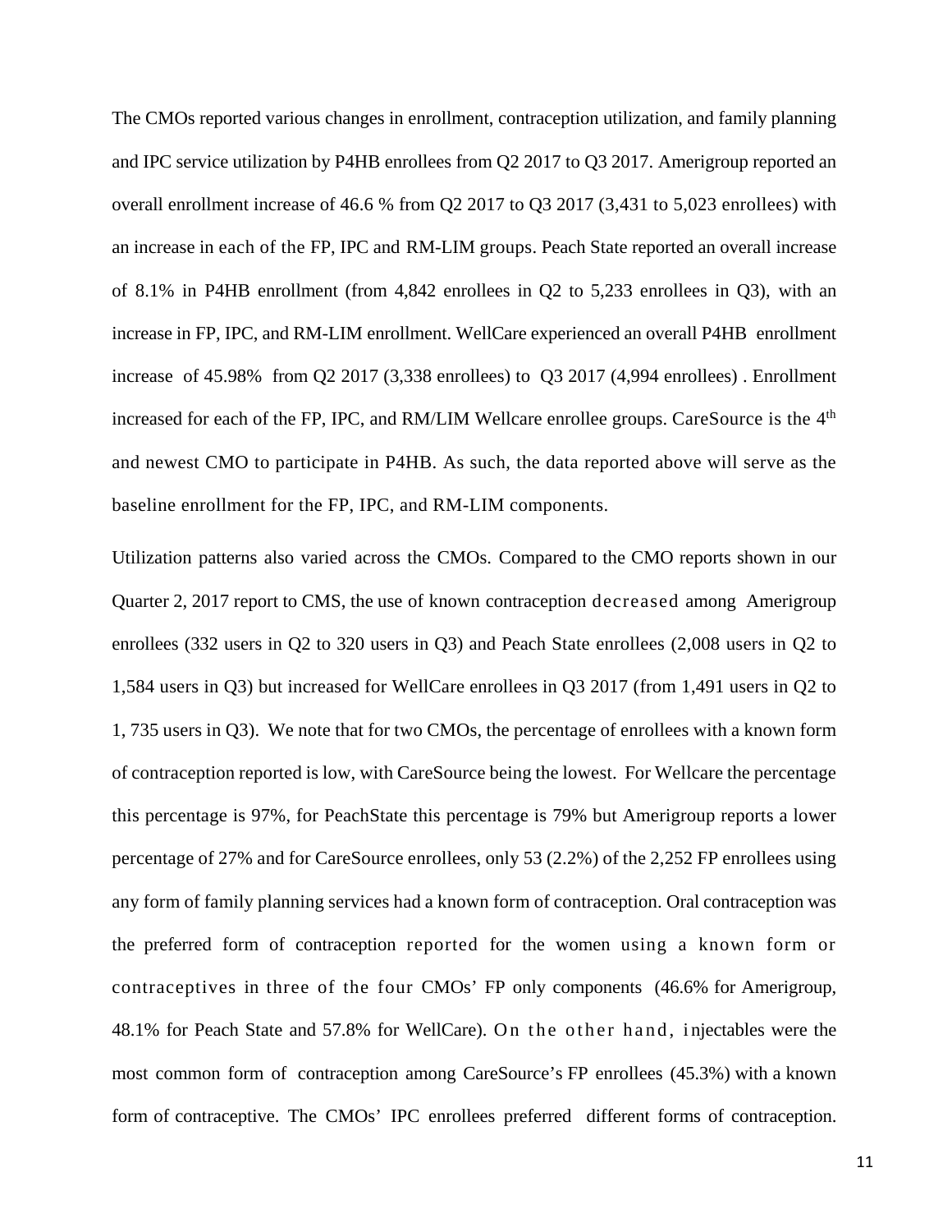The CMOs reported various changes in enrollment, contraception utilization, and family planning and IPC service utilization by P4HB enrollees from Q2 2017 to Q3 2017. Amerigroup reported an overall enrollment increase of 46.6 % from Q2 2017 to Q3 2017 (3,431 to 5,023 enrollees) with an increase in each of the FP, IPC and RM-LIM groups. Peach State reported an overall increase of 8.1% in P4HB enrollment (from 4,842 enrollees in Q2 to 5,233 enrollees in Q3), with an increase in FP, IPC, and RM-LIM enrollment. WellCare experienced an overall P4HB enrollment increase of 45.98% from Q2 2017 (3,338 enrollees) to Q3 2017 (4,994 enrollees) . Enrollment increased for each of the FP, IPC, and RM/LIM Wellcare enrollee groups. CareSource is the 4th and newest CMO to participate in P4HB. As such, the data reported above will serve as the baseline enrollment for the FP, IPC, and RM-LIM components.

Utilization patterns also varied across the CMOs. Compared to the CMO reports shown in our Quarter 2, 2017 report to CMS, the use of known contraception decreased among Amerigroup enrollees (332 users in Q2 to 320 users in Q3) and Peach State enrollees (2,008 users in Q2 to 1,584 users in Q3) but increased for WellCare enrollees in Q3 2017 (from 1,491 users in Q2 to 1, 735 users in Q3). We note that for two CMOs, the percentage of enrollees with a known form of contraception reported is low, with CareSource being the lowest. For Wellcare the percentage this percentage is 97%, for PeachState this percentage is 79% but Amerigroup reports a lower percentage of 27% and for CareSource enrollees, only 53 (2.2%) of the 2,252 FP enrollees using any form of family planning services had a known form of contraception. Oral contraception was the preferred form of contraception reported for the women using a known form or contraceptives in three of the four CMOs' FP only components (46.6% for Amerigroup, 48.1% for Peach State and 57.8% for WellCare). On the other hand, injectables were the most common form of contraception among CareSource's FP enrollees (45.3%) with a known form of contraceptive. The CMOs' IPC enrollees preferred different forms of contraception.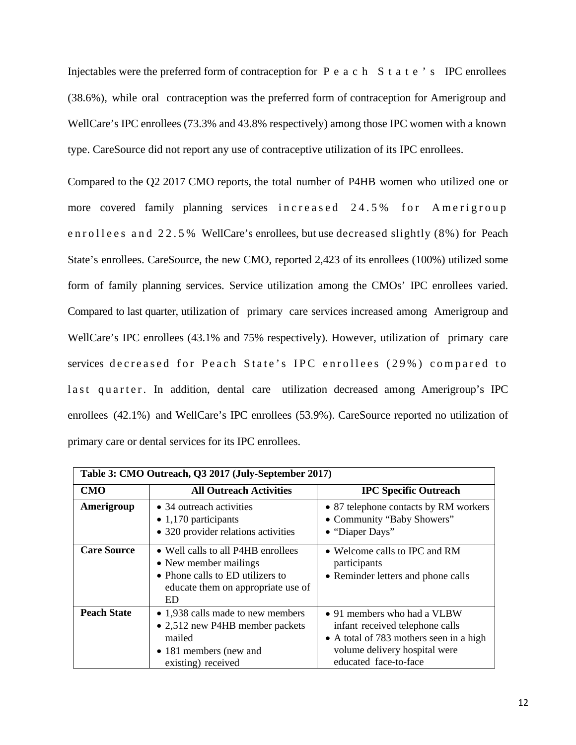Injectables were the preferred form of contraception for Peach State's IPC enrollees (38.6%), while oral contraception was the preferred form of contraception for Amerigroup and WellCare's IPC enrollees (73.3% and 43.8% respectively) among those IPC women with a known type. CareSource did not report any use of contraceptive utilization of its IPC enrollees.

Compared to the Q2 2017 CMO reports, the total number of P4HB women who utilized one or more covered family planning services increased 24.5% for Amerigroup enrollees and 22.5% WellCare's enrollees, but use decreased slightly (8%) for Peach State's enrollees. CareSource, the new CMO, reported 2,423 of its enrollees (100%) utilized some form of family planning services. Service utilization among the CMOs' IPC enrollees varied. Compared to last quarter, utilization of primary care services increased among Amerigroup and WellCare's IPC enrollees (43.1% and 75% respectively). However, utilization of primary care services decreased for Peach State's IPC enrollees (29%) compared to last quarter. In addition, dental care utilization decreased among Amerigroup's IPC enrollees (42.1%) and WellCare's IPC enrollees (53.9%). CareSource reported no utilization of primary care or dental services for its IPC enrollees.

| Table 3: CMO Outreach, Q3 2017 (July-September 2017) | | |
|---|---|---|
| **CMO** | **All Outreach Activities** | **IPC Specific Outreach** |
| **Amerigroup** | • 34 outreach activities<br>• 1,170 participants<br>• 320 provider relations activities | • 87 telephone contacts by RM workers<br>• Community "Baby Showers"<br>• "Diaper Days" |
| **Care Source** | • Well calls to all P4HB enrollees<br>• New member mailings<br>• Phone calls to ED utilizers to educate them on appropriate use of ED | • Welcome calls to IPC and RM participants<br>• Reminder letters and phone calls |
| **Peach State** | • 1,938 calls made to new members<br>• 2,512 new P4HB member packets mailed<br>• 181 members (new and existing) received | • 91 members who had a VLBW infant received telephone calls<br>• A total of 783 mothers seen in a high volume delivery hospital were educated face-to-face |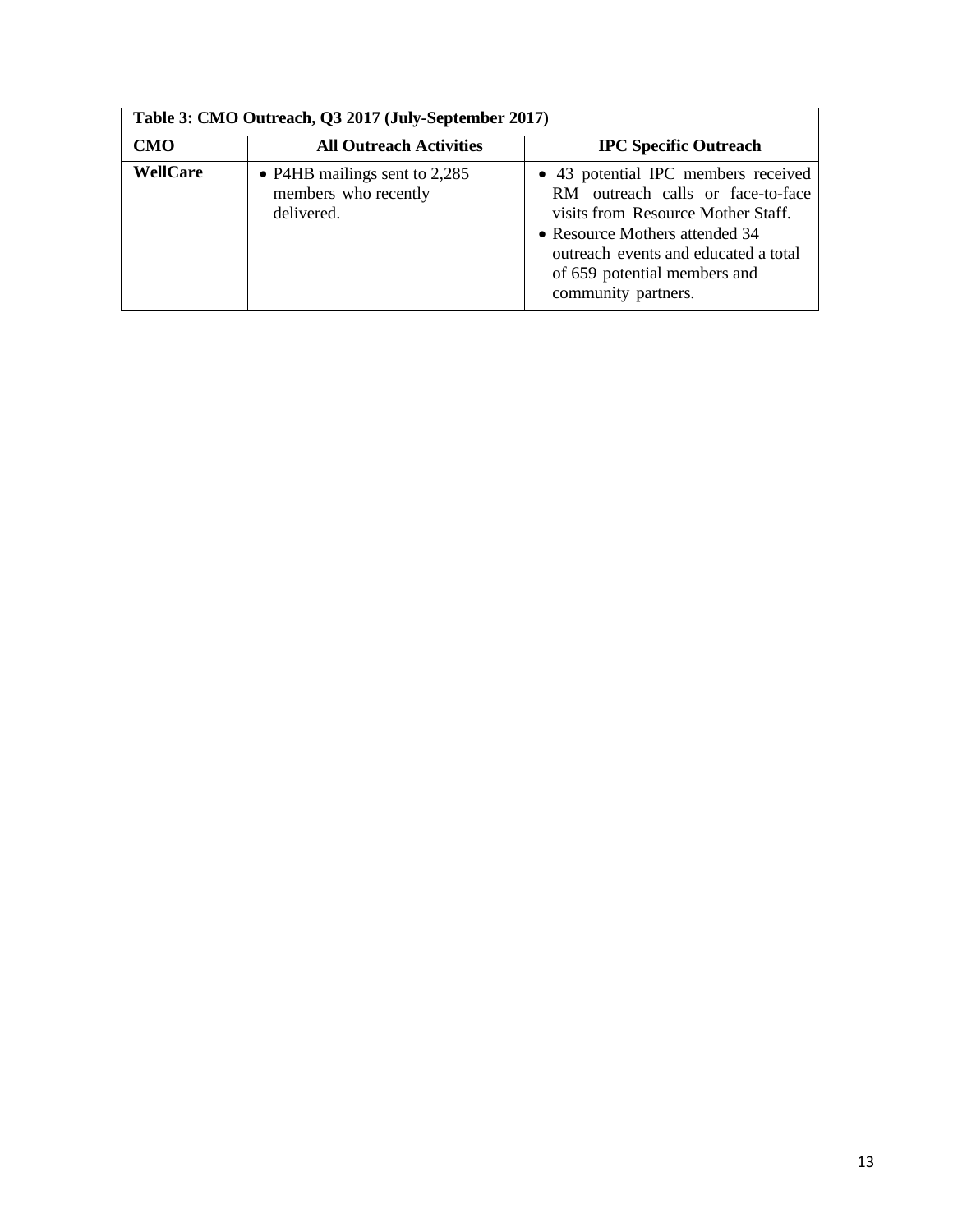| Table 3: CMO Outreach, Q3 2017 (July-September 2017) | | |
|---|---|---|
| **CMO** | **All Outreach Activities** | **IPC Specific Outreach** |
| **WellCare** | • P4HB mailings sent to 2,285 members who recently delivered. | • 43 potential IPC members received RM outreach calls or face-to-face visits from Resource Mother Staff.<br>• Resource Mothers attended 34 outreach events and educated a total of 659 potential members and community partners. |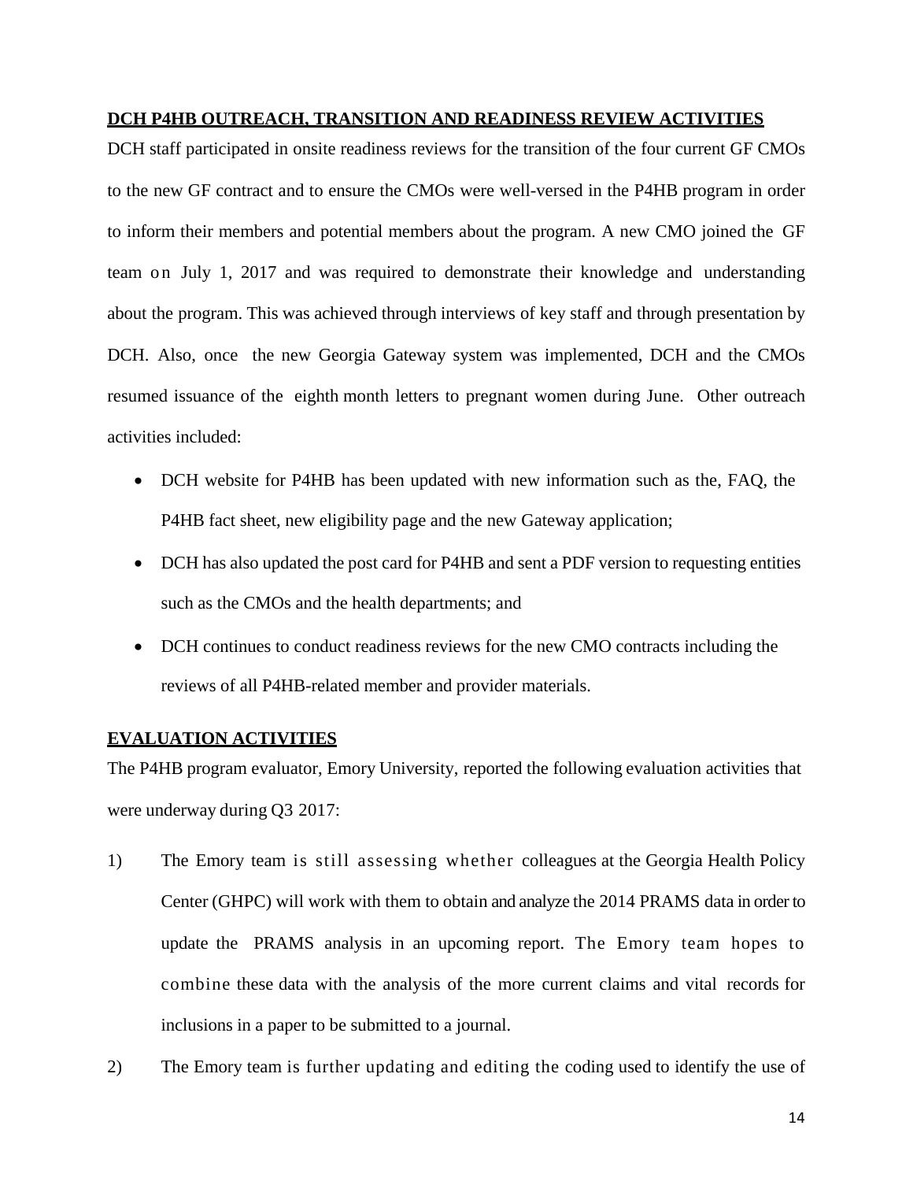## DCH P4HB OUTREACH, TRANSITION AND READINESS REVIEW ACTIVITIES

DCH staff participated in onsite readiness reviews for the transition of the four current GF CMOs to the new GF contract and to ensure the CMOs were well-versed in the P4HB program in order to inform their members and potential members about the program. A new CMO joined the GF team on July 1, 2017 and was required to demonstrate their knowledge and understanding about the program. This was achieved through interviews of key staff and through presentation by DCH. Also, once the new Georgia Gateway system was implemented, DCH and the CMOs resumed issuance of the eighth month letters to pregnant women during June. Other outreach activities included:

- DCH website for P4HB has been updated with new information such as the, FAQ, the P4HB fact sheet, new eligibility page and the new Gateway application;
- DCH has also updated the post card for P4HB and sent a PDF version to requesting entities such as the CMOs and the health departments; and
- DCH continues to conduct readiness reviews for the new CMO contracts including the reviews of all P4HB-related member and provider materials.

## EVALUATION ACTIVITIES

The P4HB program evaluator, Emory University, reported the following evaluation activities that were underway during Q3 2017:

1) The Emory team is still assessing whether colleagues at the Georgia Health Policy Center (GHPC) will work with them to obtain and analyze the 2014 PRAMS data in order to update the PRAMS analysis in an upcoming report. The Emory team hopes to combine these data with the analysis of the more current claims and vital records for inclusions in a paper to be submitted to a journal.

2) The Emory team is further updating and editing the coding used to identify the use of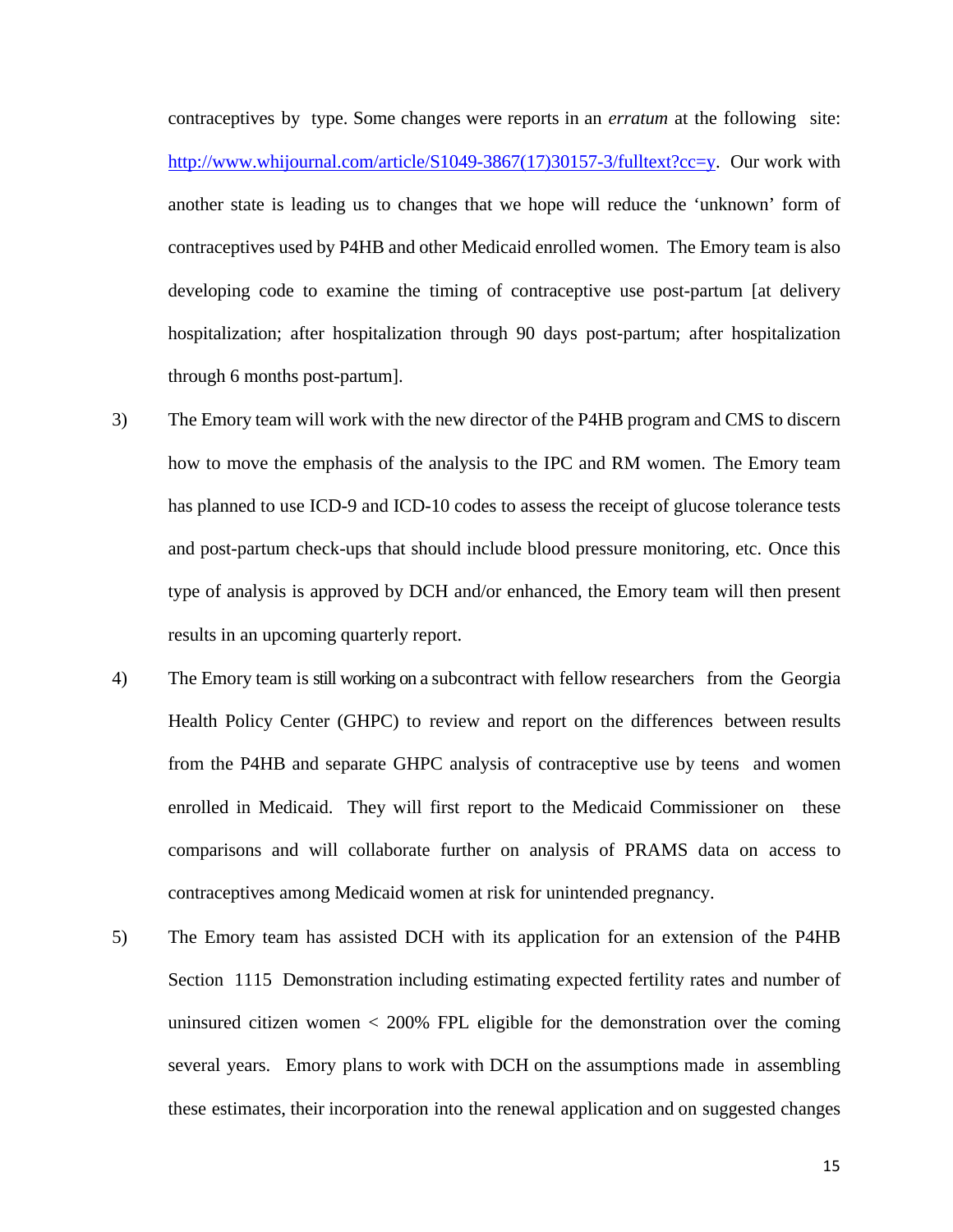contraceptives by type. Some changes were reports in an *erratum* at the following site: http://www.whijournal.com/article/S1049-3867(17)30157-3/fulltext?cc=y. Our work with another state is leading us to changes that we hope will reduce the 'unknown' form of contraceptives used by P4HB and other Medicaid enrolled women. The Emory team is also developing code to examine the timing of contraceptive use post-partum [at delivery hospitalization; after hospitalization through 90 days post-partum; after hospitalization through 6 months post-partum].

3) The Emory team will work with the new director of the P4HB program and CMS to discern how to move the emphasis of the analysis to the IPC and RM women. The Emory team has planned to use ICD-9 and ICD-10 codes to assess the receipt of glucose tolerance tests and post-partum check-ups that should include blood pressure monitoring, etc. Once this type of analysis is approved by DCH and/or enhanced, the Emory team will then present results in an upcoming quarterly report.

4) The Emory team is still working on a subcontract with fellow researchers from the Georgia Health Policy Center (GHPC) to review and report on the differences between results from the P4HB and separate GHPC analysis of contraceptive use by teens and women enrolled in Medicaid. They will first report to the Medicaid Commissioner on these comparisons and will collaborate further on analysis of PRAMS data on access to contraceptives among Medicaid women at risk for unintended pregnancy.

5) The Emory team has assisted DCH with its application for an extension of the P4HB Section 1115 Demonstration including estimating expected fertility rates and number of uninsured citizen women < 200% FPL eligible for the demonstration over the coming several years. Emory plans to work with DCH on the assumptions made in assembling these estimates, their incorporation into the renewal application and on suggested changes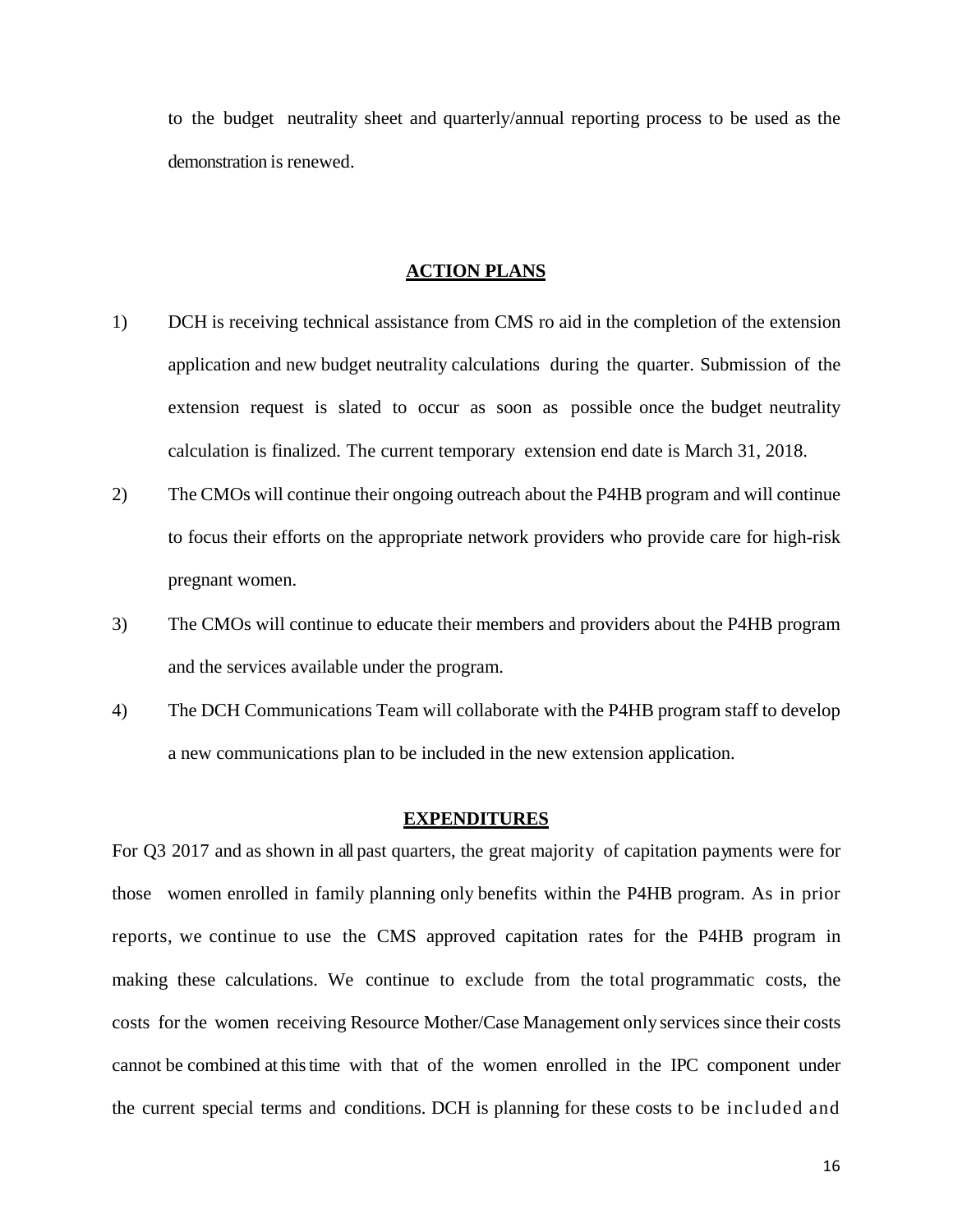to the budget neutrality sheet and quarterly/annual reporting process to be used as the demonstration is renewed.

## ACTION PLANS

1) DCH is receiving technical assistance from CMS ro aid in the completion of the extension application and new budget neutrality calculations during the quarter. Submission of the extension request is slated to occur as soon as possible once the budget neutrality calculation is finalized. The current temporary extension end date is March 31, 2018.

2) The CMOs will continue their ongoing outreach about the P4HB program and will continue to focus their efforts on the appropriate network providers who provide care for high-risk pregnant women.

3) The CMOs will continue to educate their members and providers about the P4HB program and the services available under the program.

4) The DCH Communications Team will collaborate with the P4HB program staff to develop a new communications plan to be included in the new extension application.

## EXPENDITURES

For Q3 2017 and as shown in all past quarters, the great majority of capitation payments were for those women enrolled in family planning only benefits within the P4HB program. As in prior reports, we continue to use the CMS approved capitation rates for the P4HB program in making these calculations. We continue to exclude from the total programmatic costs, the costs for the women receiving Resource Mother/Case Management only services since their costs cannot be combined at this time with that of the women enrolled in the IPC component under the current special terms and conditions. DCH is planning for these costs to be included and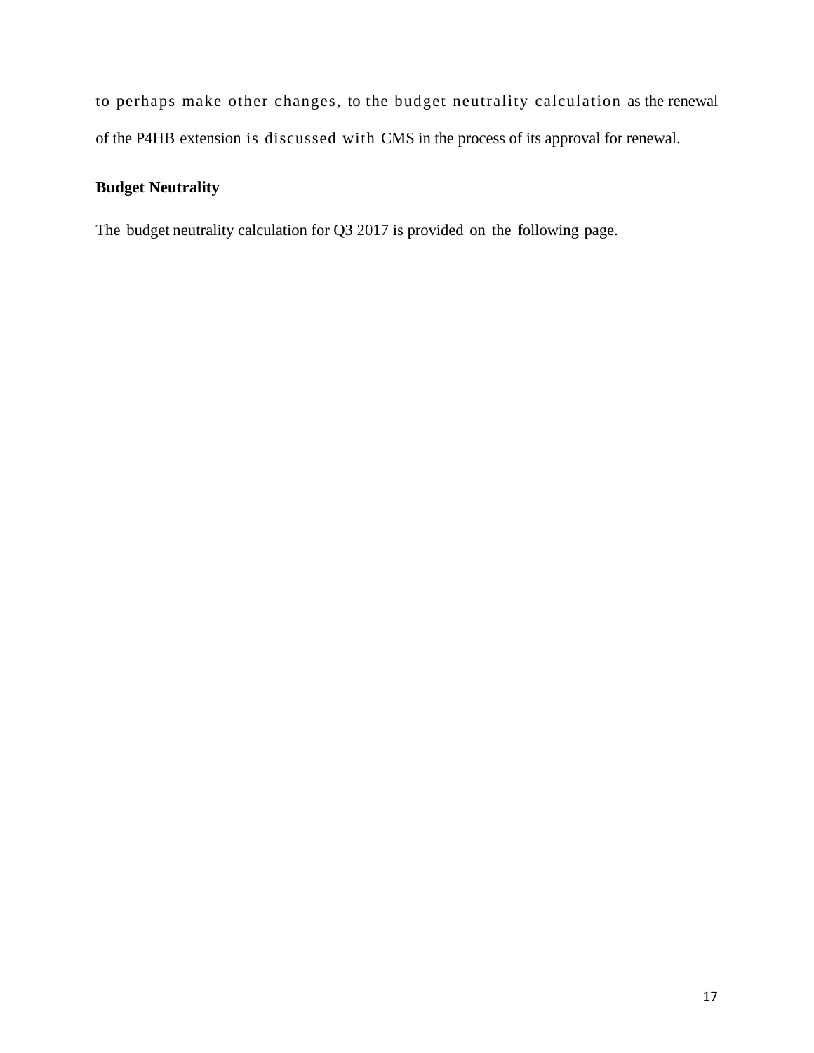to perhaps make other changes, to the budget neutrality calculation as the renewal of the P4HB extension is discussed with CMS in the process of its approval for renewal.

## Budget Neutrality

The budget neutrality calculation for Q3 2017 is provided on the following page.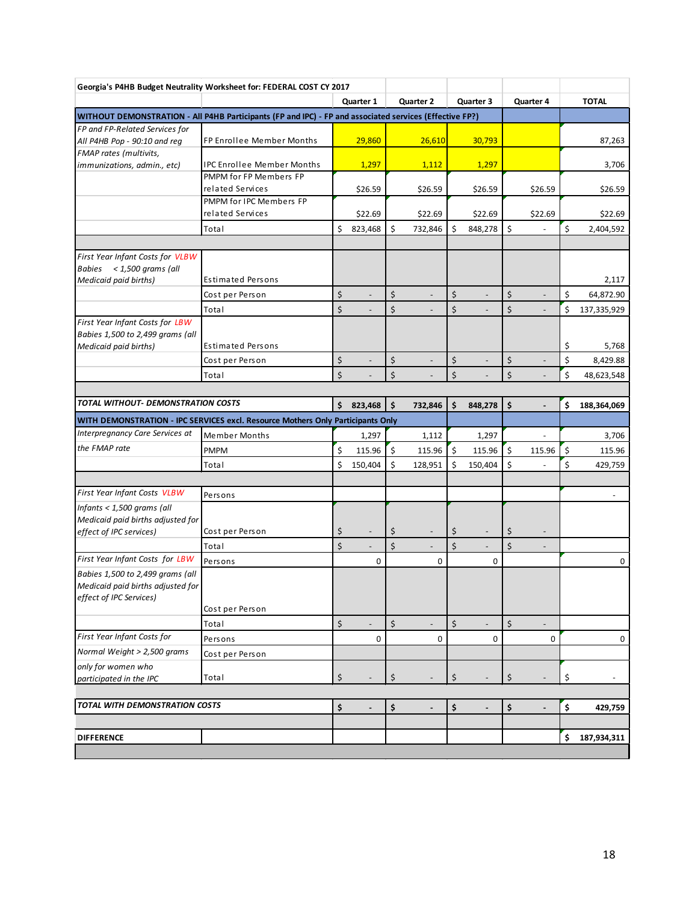| Georgia's P4HB Budget Neutrality Worksheet for: FEDERAL COST CY 2017 | | Quarter 1 | Quarter 2 | Quarter 3 | Quarter 4 | TOTAL |
|---|---|---|---|---|---|---|
| **WITHOUT DEMONSTRATION - All P4HB Participants (FP and IPC) - FP and associated services (Effective FP?)** | | | | | | |
| *FP and FP-Related Services for All P4HB Pop - 90:10 and reg* | FP Enrollee Member Months | 29,860 | 26,610 | 30,793 | | 87,263 |
| *FMAP rates (multivits, immunizations, admin., etc)* | IPC Enrollee Member Months | 1,297 | 1,112 | 1,297 | | 3,706 |
| | PMPM for FP Members FP related Services | $26.59 | $26.59 | $26.59 | $26.59 | $26.59 |
| | PMPM for IPC Members FP related Services | $22.69 | $22.69 | $22.69 | $22.69 | $22.69 |
| | Total | $ 823,468 | $ 732,846 | $ 848,278 | $ - | $ 2,404,592 |
| | | | | | | |
| *First Year Infant Costs for VLBW Babies < 1,500 grams (all Medicaid paid births)* | Estimated Persons | | | | | 2,117 |
| | Cost per Person | $ - | $ - | $ - | $ - | $ 64,872.90 |
| | Total | $ - | $ - | $ - | $ - | $ 137,335,929 |
| *First Year Infant Costs for LBW Babies 1,500 to 2,499 grams (all Medicaid paid births)* | Estimated Persons | | | | | $ 5,768 |
| | Cost per Person | $ - | $ - | $ - | $ - | $ 8,429.88 |
| | Total | $ - | $ - | $ - | $ - | $ 48,623,548 |
| | | | | | | |
| ***TOTAL WITHOUT- DEMONSTRATION COSTS*** | | **$ 823,468** | **$ 732,846** | **$ 848,278** | **$ -** | **$ 188,364,069** |
| **WITH DEMONSTRATION - IPC SERVICES excl. Resource Mothers Only Participants Only** | | | | | | |
| *Interpregnancy Care Services at the FMAP rate* | Member Months | 1,297 | 1,112 | 1,297 | - | 3,706 |
| | PMPM | $ 115.96 | $ 115.96 | $ 115.96 | $ 115.96 | $ 115.96 |
| | Total | $ 150,404 | $ 128,951 | $ 150,404 | $ - | $ 429,759 |
| | | | | | | |
| *First Year Infant Costs VLBW* | Persons | | | | | - |
| *Infants < 1,500 grams (all Medicaid paid births adjusted for effect of IPC services)* | Cost per Person | $ - | $ - | $ - | $ - | |
| | Total | $ - | $ - | $ - | $ - | |
| *First Year Infant Costs for LBW* | Persons | 0 | 0 | 0 | | 0 |
| *Babies 1,500 to 2,499 grams (all Medicaid paid births adjusted for effect of IPC Services)* | Cost per Person | | | | | |
| | Total | $ - | $ - | $ - | $ - | |
| *First Year Infant Costs for* | Persons | 0 | 0 | 0 | 0 | 0 |
| *Normal Weight > 2,500 grams* | Cost per Person | | | | | |
| *only for women who participated in the IPC* | Total | $ - | $ - | $ - | $ - | $ - |
| | | | | | | |
| ***TOTAL WITH DEMONSTRATION COSTS*** | | **$ -** | **$ -** | **$ -** | **$ -** | **$ 429,759** |
| | | | | | | |
| **DIFFERENCE** | | | | | | **$ 187,934,311** |